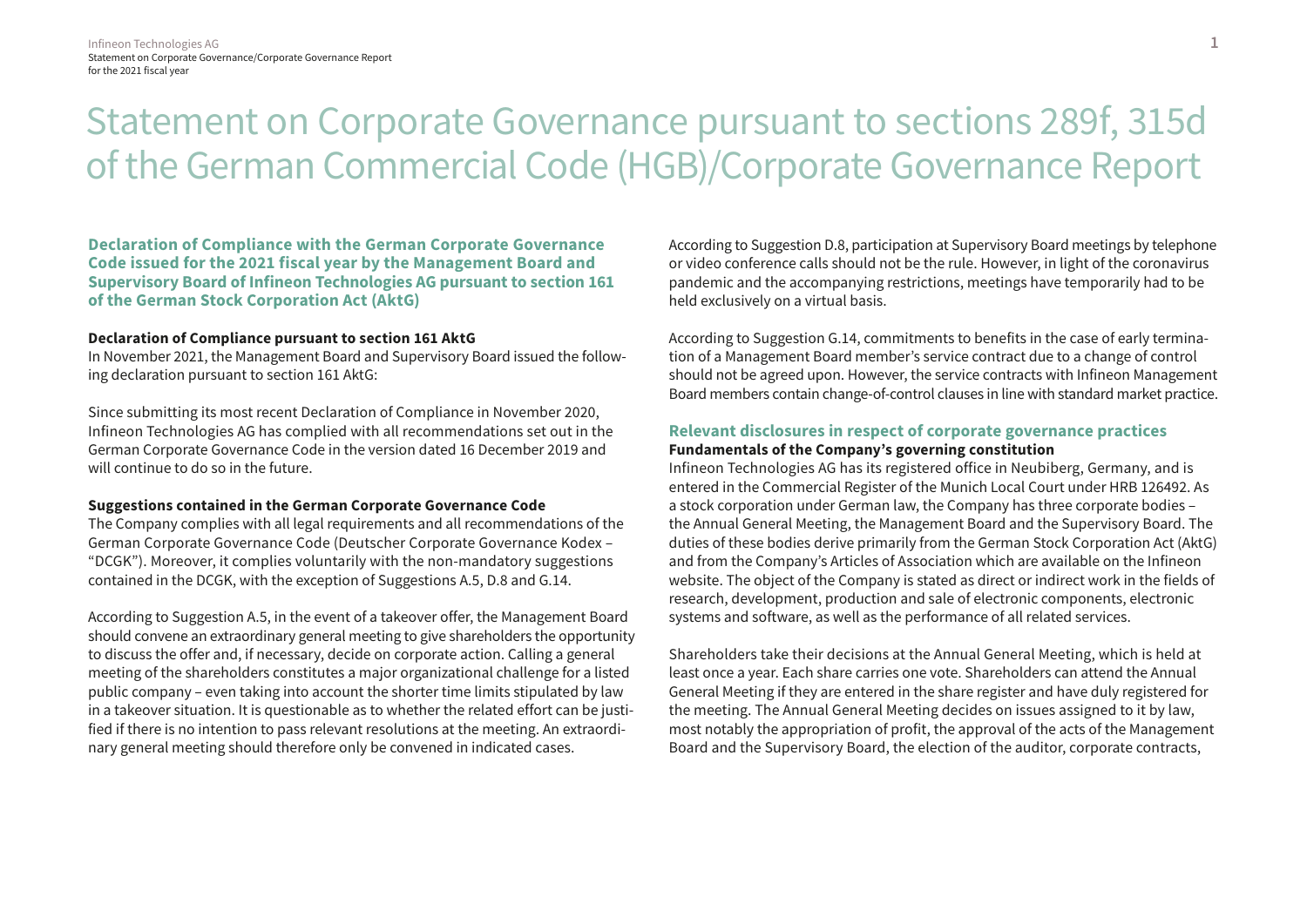# Statement on Corporate Governance pursuant to sections 289f, 315d of the German Commercial Code (HGB)/Corporate Governance Report

## Declaration of Compliance with the German Corporate Governance Code issued for the 2021 fiscal year by the Management Board and Supervisory Board of Infineon Technologies AG pursuant to section 161 of the German Stock Corporation Act (AktG)

### Declaration of Compliance pursuant to section 161 AktG

In November 2021, the Management Board and Supervisory Board issued the following declaration pursuant to section 161 AktG:

Since submitting its most recent Declaration of Compliance in November 2020, Infineon Technologies AG has complied with all recommendations set out in the German Corporate Governance Code in the version dated 16 December 2019 and will continue to do so in the future.

### Suggestions contained in the German Corporate Governance Code

The Company complies with all legal requirements and all recommendations of the German Corporate Governance Code (Deutscher Corporate Governance Kodex – "DCGK"). Moreover, it complies voluntarily with the non-mandatory suggestions contained in the DCGK, with the exception of Suggestions A.5, D.8 and G.14.

According to Suggestion A.5, in the event of a takeover offer, the Management Board should convene an extraordinary general meeting to give shareholders the opportunity to discuss the offer and, if necessary, decide on corporate action. Calling a general meeting of the shareholders constitutes a major organizational challenge for a listed public company – even taking into account the shorter time limits stipulated by law in a takeover situation. It is questionable as to whether the related effort can be justified if there is no intention to pass relevant resolutions at the meeting. An extraordinary general meeting should therefore only be convened in indicated cases.

According to Suggestion D.8, participation at Supervisory Board meetings by telephone or video conference calls should not be the rule. However, in light of the coronavirus pandemic and the accompanying restrictions, meetings have temporarily had to be held exclusively on a virtual basis.

According to Suggestion G.14, commitments to benefits in the case of early termination of a Management Board member's service contract due to a change of control should not be agreed upon. However, the service contracts with Infineon Management Board members contain change-of-control clauses in line with standard market practice.

## Relevant disclosures in respect of corporate governance practices

### Fundamentals of the Company's governing constitution

Infineon Technologies AG has its registered office in Neubiberg, Germany, and is entered in the Commercial Register of the Munich Local Court under HRB 126492. As a stock corporation under German law, the Company has three corporate bodies – the Annual General Meeting, the Management Board and the Supervisory Board. The duties of these bodies derive primarily from the German Stock Corporation Act (AktG) and from the Company's Articles of Association which are available on the Infineon website. The object of the Company is stated as direct or indirect work in the fields of research, development, production and sale of electronic components, electronic systems and software, as well as the performance of all related services.

Shareholders take their decisions at the Annual General Meeting, which is held at least once a year. Each share carries one vote. Shareholders can attend the Annual General Meeting if they are entered in the share register and have duly registered for the meeting. The Annual General Meeting decides on issues assigned to it by law, most notably the appropriation of profit, the approval of the acts of the Management Board and the Supervisory Board, the election of the auditor, corporate contracts,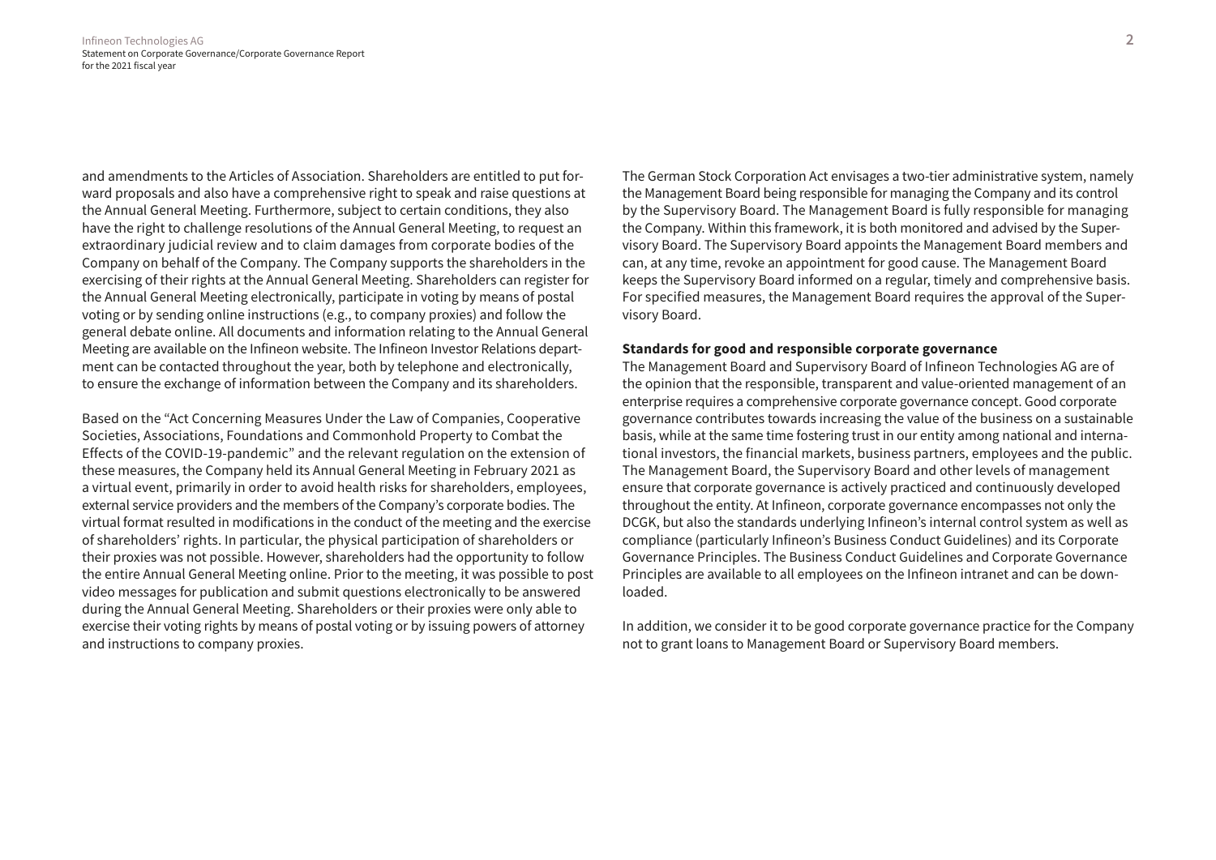and amendments to the Articles of Association. Shareholders are entitled to put forward proposals and also have a comprehensive right to speak and raise questions at the Annual General Meeting. Furthermore, subject to certain conditions, they also have the right to challenge resolutions of the Annual General Meeting, to request an extraordinary judicial review and to claim damages from corporate bodies of the Company on behalf of the Company. The Company supports the shareholders in the exercising of their rights at the Annual General Meeting. Shareholders can register for the Annual General Meeting electronically, participate in voting by means of postal voting or by sending online instructions (e.g., to company proxies) and follow the general debate online. All documents and information relating to the Annual General Meeting are available on the Infineon website. The Infineon Investor Relations department can be contacted throughout the year, both by telephone and electronically, to ensure the exchange of information between the Company and its shareholders.

Based on the "Act Concerning Measures Under the Law of Companies, Cooperative Societies, Associations, Foundations and Commonhold Property to Combat the Effects of the COVID-19-pandemic" and the relevant regulation on the extension of these measures, the Company held its Annual General Meeting in February 2021 as a virtual event, primarily in order to avoid health risks for shareholders, employees, external service providers and the members of the Company's corporate bodies. The virtual format resulted in modifications in the conduct of the meeting and the exercise of shareholders' rights. In particular, the physical participation of shareholders or their proxies was not possible. However, shareholders had the opportunity to follow the entire Annual General Meeting online. Prior to the meeting, it was possible to post video messages for publication and submit questions electronically to be answered during the Annual General Meeting. Shareholders or their proxies were only able to exercise their voting rights by means of postal voting or by issuing powers of attorney and instructions to company proxies.

The German Stock Corporation Act envisages a two-tier administrative system, namely the Management Board being responsible for managing the Company and its control by the Supervisory Board. The Management Board is fully responsible for managing the Company. Within this framework, it is both monitored and advised by the Supervisory Board. The Supervisory Board appoints the Management Board members and can, at any time, revoke an appointment for good cause. The Management Board keeps the Supervisory Board informed on a regular, timely and comprehensive basis. For specified measures, the Management Board requires the approval of the Supervisory Board.

**Standards for good and responsible corporate governance**

The Management Board and Supervisory Board of Infineon Technologies AG are of the opinion that the responsible, transparent and value-oriented management of an enterprise requires a comprehensive corporate governance concept. Good corporate governance contributes towards increasing the value of the business on a sustainable basis, while at the same time fostering trust in our entity among national and international investors, the financial markets, business partners, employees and the public. The Management Board, the Supervisory Board and other levels of management ensure that corporate governance is actively practiced and continuously developed throughout the entity. At Infineon, corporate governance encompasses not only the DCGK, but also the standards underlying Infineon's internal control system as well as compliance (particularly Infineon's Business Conduct Guidelines) and its Corporate Governance Principles. The Business Conduct Guidelines and Corporate Governance Principles are available to all employees on the Infineon intranet and can be downloaded.

In addition, we consider it to be good corporate governance practice for the Company not to grant loans to Management Board or Supervisory Board members.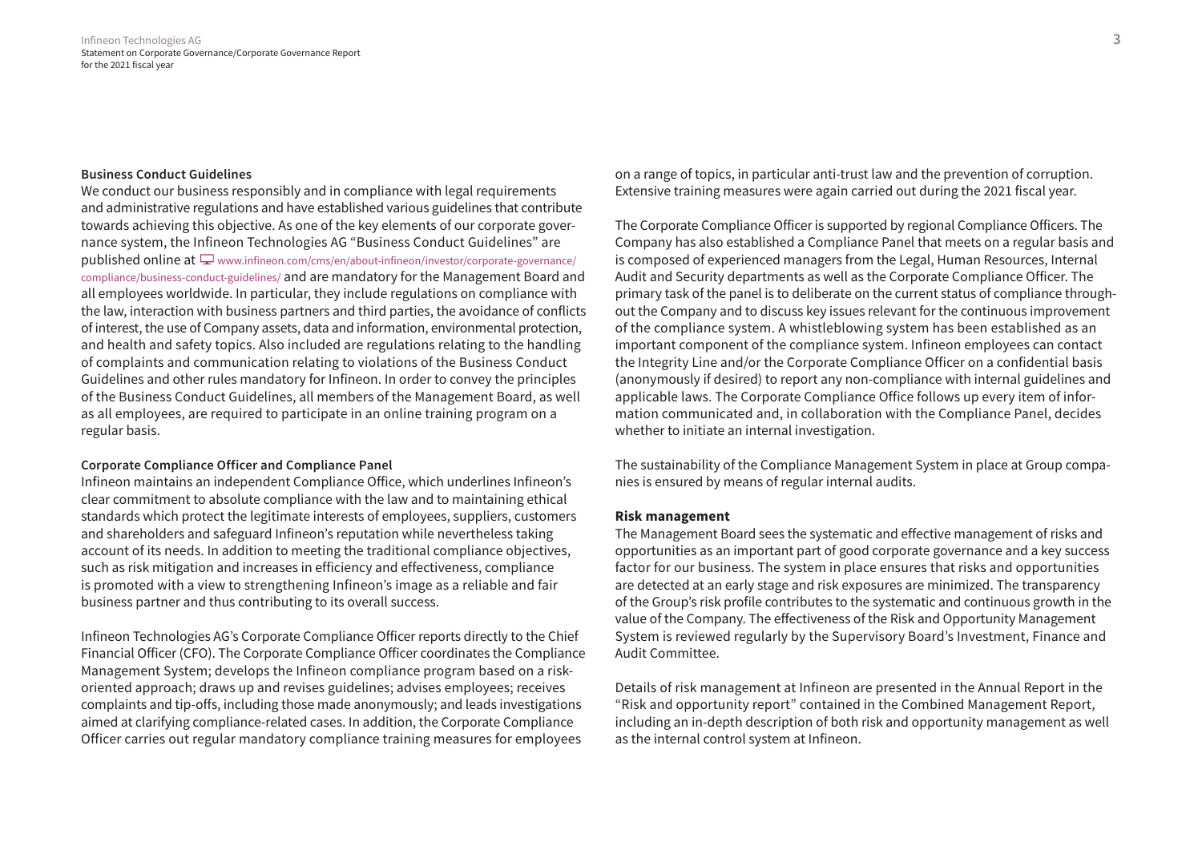### Business Conduct Guidelines

We conduct our business responsibly and in compliance with legal requirements and administrative regulations and have established various guidelines that contribute towards achieving this objective. As one of the key elements of our corporate governance system, the Infineon Technologies AG "Business Conduct Guidelines" are published online at www.infineon.com/cms/en/about-infineon/investor/corporate-governance/compliance/business-conduct-guidelines/ and are mandatory for the Management Board and all employees worldwide. In particular, they include regulations on compliance with the law, interaction with business partners and third parties, the avoidance of conflicts of interest, the use of Company assets, data and information, environmental protection, and health and safety topics. Also included are regulations relating to the handling of complaints and communication relating to violations of the Business Conduct Guidelines and other rules mandatory for Infineon. In order to convey the principles of the Business Conduct Guidelines, all members of the Management Board, as well as all employees, are required to participate in an online training program on a regular basis.

### Corporate Compliance Officer and Compliance Panel

Infineon maintains an independent Compliance Office, which underlines Infineon's clear commitment to absolute compliance with the law and to maintaining ethical standards which protect the legitimate interests of employees, suppliers, customers and shareholders and safeguard Infineon's reputation while nevertheless taking account of its needs. In addition to meeting the traditional compliance objectives, such as risk mitigation and increases in efficiency and effectiveness, compliance is promoted with a view to strengthening Infineon's image as a reliable and fair business partner and thus contributing to its overall success.

Infineon Technologies AG's Corporate Compliance Officer reports directly to the Chief Financial Officer (CFO). The Corporate Compliance Officer coordinates the Compliance Management System; develops the Infineon compliance program based on a risk-oriented approach; draws up and revises guidelines; advises employees; receives complaints and tip-offs, including those made anonymously; and leads investigations aimed at clarifying compliance-related cases. In addition, the Corporate Compliance Officer carries out regular mandatory compliance training measures for employees on a range of topics, in particular anti-trust law and the prevention of corruption. Extensive training measures were again carried out during the 2021 fiscal year.

The Corporate Compliance Officer is supported by regional Compliance Officers. The Company has also established a Compliance Panel that meets on a regular basis and is composed of experienced managers from the Legal, Human Resources, Internal Audit and Security departments as well as the Corporate Compliance Officer. The primary task of the panel is to deliberate on the current status of compliance throughout the Company and to discuss key issues relevant for the continuous improvement of the compliance system. A whistleblowing system has been established as an important component of the compliance system. Infineon employees can contact the Integrity Line and/or the Corporate Compliance Officer on a confidential basis (anonymously if desired) to report any non-compliance with internal guidelines and applicable laws. The Corporate Compliance Office follows up every item of information communicated and, in collaboration with the Compliance Panel, decides whether to initiate an internal investigation.

The sustainability of the Compliance Management System in place at Group companies is ensured by means of regular internal audits.

## Risk management

The Management Board sees the systematic and effective management of risks and opportunities as an important part of good corporate governance and a key success factor for our business. The system in place ensures that risks and opportunities are detected at an early stage and risk exposures are minimized. The transparency of the Group's risk profile contributes to the systematic and continuous growth in the value of the Company. The effectiveness of the Risk and Opportunity Management System is reviewed regularly by the Supervisory Board's Investment, Finance and Audit Committee.

Details of risk management at Infineon are presented in the Annual Report in the "Risk and opportunity report" contained in the Combined Management Report, including an in-depth description of both risk and opportunity management as well as the internal control system at Infineon.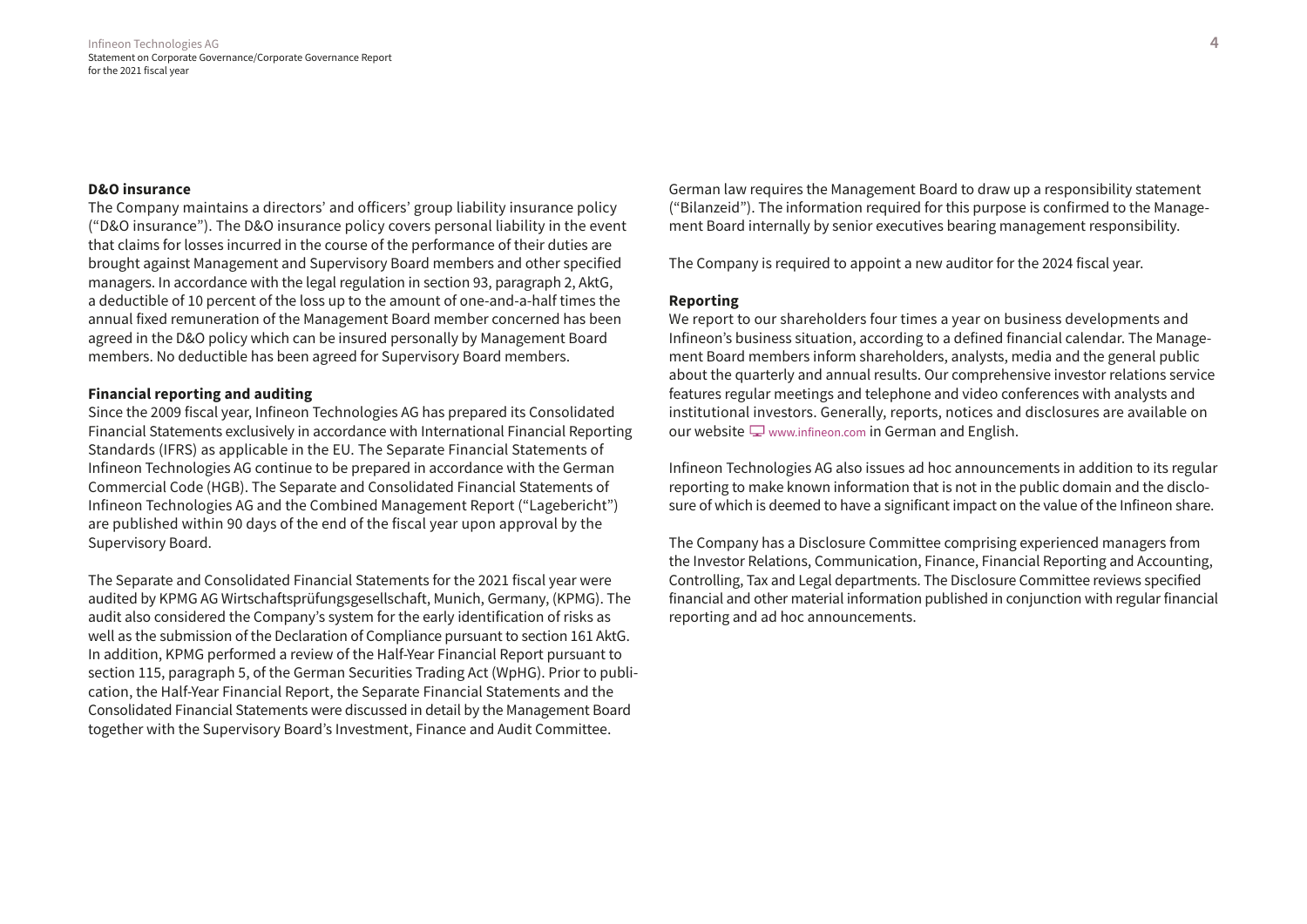**D&O insurance**

The Company maintains a directors' and officers' group liability insurance policy ("D&O insurance"). The D&O insurance policy covers personal liability in the event that claims for losses incurred in the course of the performance of their duties are brought against Management and Supervisory Board members and other specified managers. In accordance with the legal regulation in section 93, paragraph 2, AktG, a deductible of 10 percent of the loss up to the amount of one-and-a-half times the annual fixed remuneration of the Management Board member concerned has been agreed in the D&O policy which can be insured personally by Management Board members. No deductible has been agreed for Supervisory Board members.

**Financial reporting and auditing**

Since the 2009 fiscal year, Infineon Technologies AG has prepared its Consolidated Financial Statements exclusively in accordance with International Financial Reporting Standards (IFRS) as applicable in the EU. The Separate Financial Statements of Infineon Technologies AG continue to be prepared in accordance with the German Commercial Code (HGB). The Separate and Consolidated Financial Statements of Infineon Technologies AG and the Combined Management Report ("Lagebericht") are published within 90 days of the end of the fiscal year upon approval by the Supervisory Board.

The Separate and Consolidated Financial Statements for the 2021 fiscal year were audited by KPMG AG Wirtschaftsprüfungsgesellschaft, Munich, Germany, (KPMG). The audit also considered the Company's system for the early identification of risks as well as the submission of the Declaration of Compliance pursuant to section 161 AktG. In addition, KPMG performed a review of the Half-Year Financial Report pursuant to section 115, paragraph 5, of the German Securities Trading Act (WpHG). Prior to publication, the Half-Year Financial Report, the Separate Financial Statements and the Consolidated Financial Statements were discussed in detail by the Management Board together with the Supervisory Board's Investment, Finance and Audit Committee.

German law requires the Management Board to draw up a responsibility statement ("Bilanzeid"). The information required for this purpose is confirmed to the Management Board internally by senior executives bearing management responsibility.

The Company is required to appoint a new auditor for the 2024 fiscal year.

**Reporting**

We report to our shareholders four times a year on business developments and Infineon's business situation, according to a defined financial calendar. The Management Board members inform shareholders, analysts, media and the general public about the quarterly and annual results. Our comprehensive investor relations service features regular meetings and telephone and video conferences with analysts and institutional investors. Generally, reports, notices and disclosures are available on our website www.infineon.com in German and English.

Infineon Technologies AG also issues ad hoc announcements in addition to its regular reporting to make known information that is not in the public domain and the disclosure of which is deemed to have a significant impact on the value of the Infineon share.

The Company has a Disclosure Committee comprising experienced managers from the Investor Relations, Communication, Finance, Financial Reporting and Accounting, Controlling, Tax and Legal departments. The Disclosure Committee reviews specified financial and other material information published in conjunction with regular financial reporting and ad hoc announcements.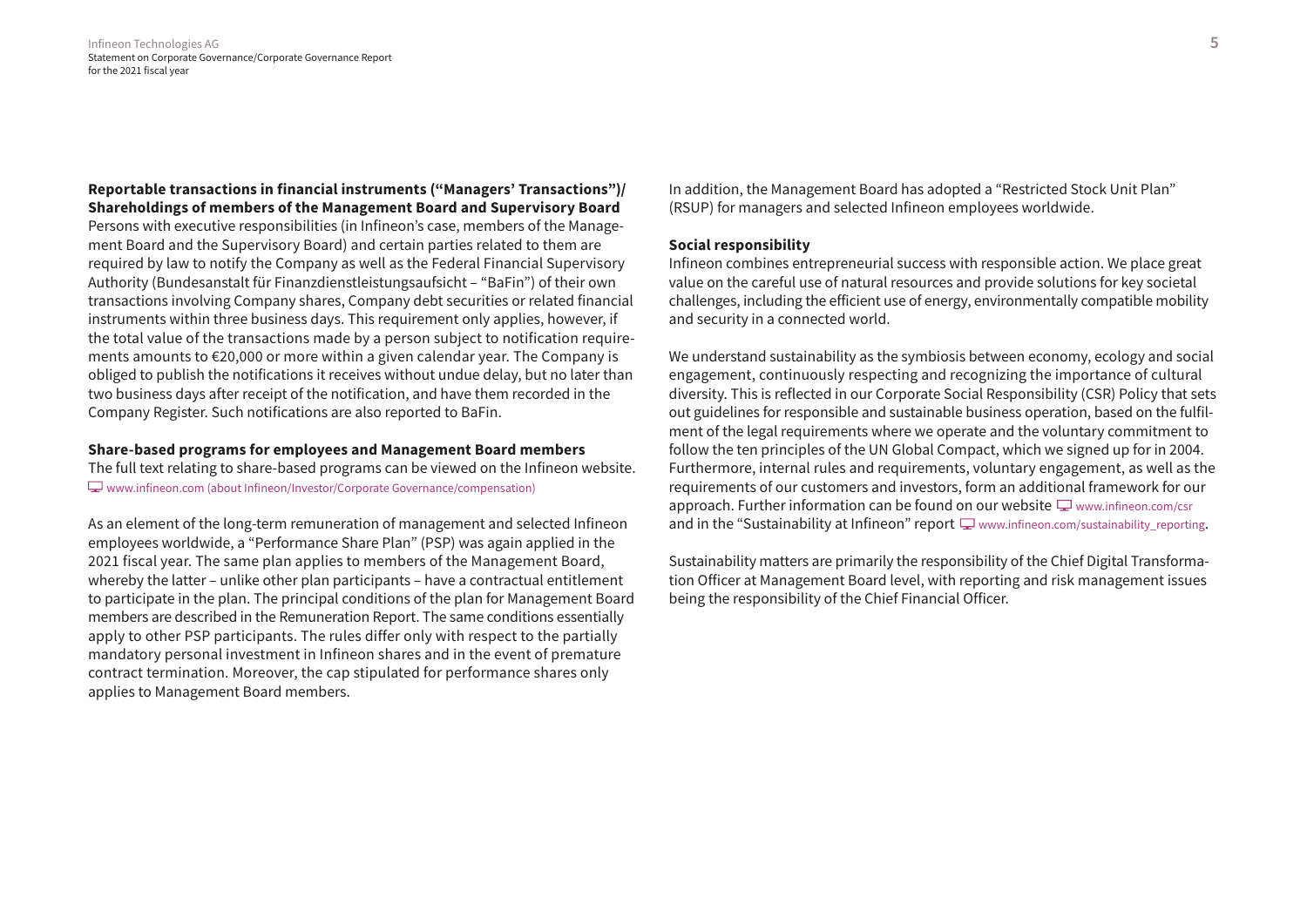**Reportable transactions in financial instruments (“Managers’ Transactions”)/ Shareholdings of members of the Management Board and Supervisory Board**

Persons with executive responsibilities (in Infineon’s case, members of the Management Board and the Supervisory Board) and certain parties related to them are required by law to notify the Company as well as the Federal Financial Supervisory Authority (Bundesanstalt für Finanzdienstleistungsaufsicht – “BaFin”) of their own transactions involving Company shares, Company debt securities or related financial instruments within three business days. This requirement only applies, however, if the total value of the transactions made by a person subject to notification requirements amounts to €20,000 or more within a given calendar year. The Company is obliged to publish the notifications it receives without undue delay, but no later than two business days after receipt of the notification, and have them recorded in the Company Register. Such notifications are also reported to BaFin.

**Share-based programs for employees and Management Board members**

The full text relating to share-based programs can be viewed on the Infineon website. www.infineon.com (about Infineon/Investor/Corporate Governance/compensation)

As an element of the long-term remuneration of management and selected Infineon employees worldwide, a “Performance Share Plan” (PSP) was again applied in the 2021 fiscal year. The same plan applies to members of the Management Board, whereby the latter – unlike other plan participants – have a contractual entitlement to participate in the plan. The principal conditions of the plan for Management Board members are described in the Remuneration Report. The same conditions essentially apply to other PSP participants. The rules differ only with respect to the partially mandatory personal investment in Infineon shares and in the event of premature contract termination. Moreover, the cap stipulated for performance shares only applies to Management Board members.

In addition, the Management Board has adopted a “Restricted Stock Unit Plan” (RSUP) for managers and selected Infineon employees worldwide.

**Social responsibility**

Infineon combines entrepreneurial success with responsible action. We place great value on the careful use of natural resources and provide solutions for key societal challenges, including the efficient use of energy, environmentally compatible mobility and security in a connected world.

We understand sustainability as the symbiosis between economy, ecology and social engagement, continuously respecting and recognizing the importance of cultural diversity. This is reflected in our Corporate Social Responsibility (CSR) Policy that sets out guidelines for responsible and sustainable business operation, based on the fulfilment of the legal requirements where we operate and the voluntary commitment to follow the ten principles of the UN Global Compact, which we signed up for in 2004. Furthermore, internal rules and requirements, voluntary engagement, as well as the requirements of our customers and investors, form an additional framework for our approach. Further information can be found on our website www.infineon.com/csr and in the “Sustainability at Infineon” report www.infineon.com/sustainability_reporting.

Sustainability matters are primarily the responsibility of the Chief Digital Transformation Officer at Management Board level, with reporting and risk management issues being the responsibility of the Chief Financial Officer.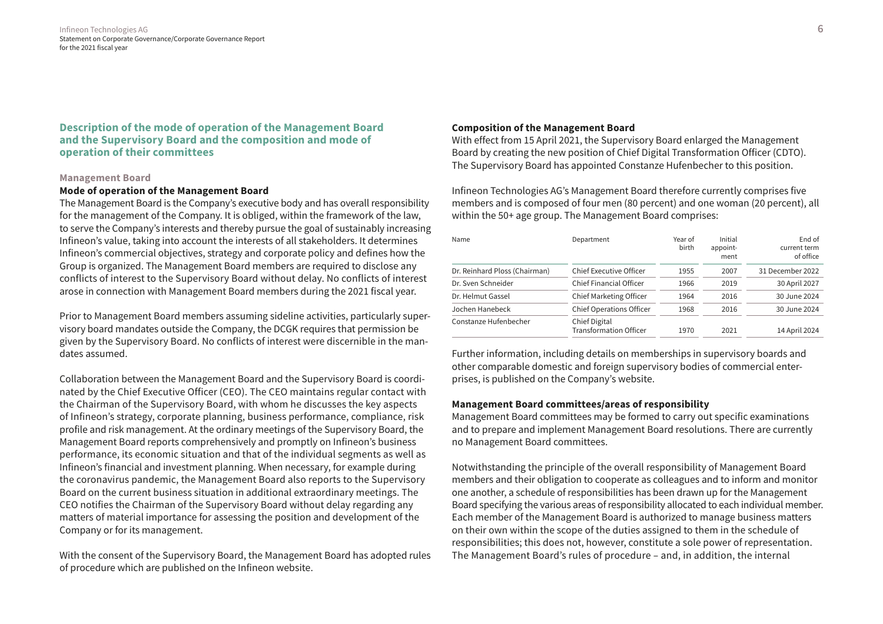## Description of the mode of operation of the Management Board and the Supervisory Board and the composition and mode of operation of their committees

### Management Board

**Mode of operation of the Management Board**

The Management Board is the Company's executive body and has overall responsibility for the management of the Company. It is obliged, within the framework of the law, to serve the Company's interests and thereby pursue the goal of sustainably increasing Infineon's value, taking into account the interests of all stakeholders. It determines Infineon's commercial objectives, strategy and corporate policy and defines how the Group is organized. The Management Board members are required to disclose any conflicts of interest to the Supervisory Board without delay. No conflicts of interest arose in connection with Management Board members during the 2021 fiscal year.

Prior to Management Board members assuming sideline activities, particularly supervisory board mandates outside the Company, the DCGK requires that permission be given by the Supervisory Board. No conflicts of interest were discernible in the mandates assumed.

Collaboration between the Management Board and the Supervisory Board is coordinated by the Chief Executive Officer (CEO). The CEO maintains regular contact with the Chairman of the Supervisory Board, with whom he discusses the key aspects of Infineon's strategy, corporate planning, business performance, compliance, risk profile and risk management. At the ordinary meetings of the Supervisory Board, the Management Board reports comprehensively and promptly on Infineon's business performance, its economic situation and that of the individual segments as well as Infineon's financial and investment planning. When necessary, for example during the coronavirus pandemic, the Management Board also reports to the Supervisory Board on the current business situation in additional extraordinary meetings. The CEO notifies the Chairman of the Supervisory Board without delay regarding any matters of material importance for assessing the position and development of the Company or for its management.

With the consent of the Supervisory Board, the Management Board has adopted rules of procedure which are published on the Infineon website.

**Composition of the Management Board**

With effect from 15 April 2021, the Supervisory Board enlarged the Management Board by creating the new position of Chief Digital Transformation Officer (CDTO). The Supervisory Board has appointed Constanze Hufenbecher to this position.

Infineon Technologies AG's Management Board therefore currently comprises five members and is composed of four men (80 percent) and one woman (20 percent), all within the 50+ age group. The Management Board comprises:

| Name | Department | Year of birth | Initial appoint-ment | End of current term of office |
|---|---|---|---|---|
| Dr. Reinhard Ploss (Chairman) | Chief Executive Officer | 1955 | 2007 | 31 December 2022 |
| Dr. Sven Schneider | Chief Financial Officer | 1966 | 2019 | 30 April 2027 |
| Dr. Helmut Gassel | Chief Marketing Officer | 1964 | 2016 | 30 June 2024 |
| Jochen Hanebeck | Chief Operations Officer | 1968 | 2016 | 30 June 2024 |
| Constanze Hufenbecher | Chief Digital Transformation Officer | 1970 | 2021 | 14 April 2024 |

Further information, including details on memberships in supervisory boards and other comparable domestic and foreign supervisory bodies of commercial enterprises, is published on the Company's website.

**Management Board committees/areas of responsibility**

Management Board committees may be formed to carry out specific examinations and to prepare and implement Management Board resolutions. There are currently no Management Board committees.

Notwithstanding the principle of the overall responsibility of Management Board members and their obligation to cooperate as colleagues and to inform and monitor one another, a schedule of responsibilities has been drawn up for the Management Board specifying the various areas of responsibility allocated to each individual member. Each member of the Management Board is authorized to manage business matters on their own within the scope of the duties assigned to them in the schedule of responsibilities; this does not, however, constitute a sole power of representation. The Management Board's rules of procedure – and, in addition, the internal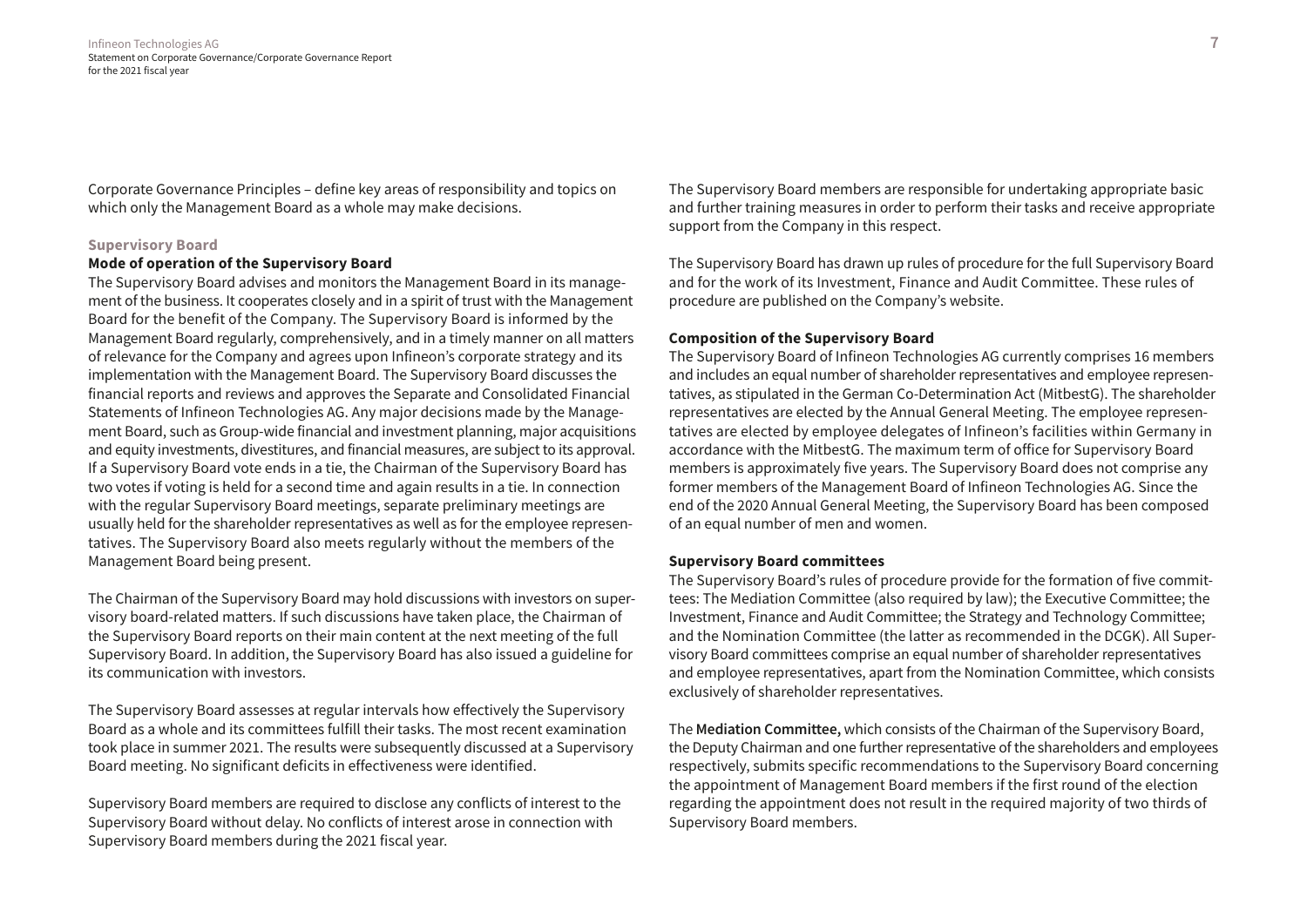Corporate Governance Principles – define key areas of responsibility and topics on which only the Management Board as a whole may make decisions.

## Supervisory Board

### Mode of operation of the Supervisory Board

The Supervisory Board advises and monitors the Management Board in its management of the business. It cooperates closely and in a spirit of trust with the Management Board for the benefit of the Company. The Supervisory Board is informed by the Management Board regularly, comprehensively, and in a timely manner on all matters of relevance for the Company and agrees upon Infineon's corporate strategy and its implementation with the Management Board. The Supervisory Board discusses the financial reports and reviews and approves the Separate and Consolidated Financial Statements of Infineon Technologies AG. Any major decisions made by the Management Board, such as Group-wide financial and investment planning, major acquisitions and equity investments, divestitures, and financial measures, are subject to its approval. If a Supervisory Board vote ends in a tie, the Chairman of the Supervisory Board has two votes if voting is held for a second time and again results in a tie. In connection with the regular Supervisory Board meetings, separate preliminary meetings are usually held for the shareholder representatives as well as for the employee representatives. The Supervisory Board also meets regularly without the members of the Management Board being present.

The Chairman of the Supervisory Board may hold discussions with investors on supervisory board-related matters. If such discussions have taken place, the Chairman of the Supervisory Board reports on their main content at the next meeting of the full Supervisory Board. In addition, the Supervisory Board has also issued a guideline for its communication with investors.

The Supervisory Board assesses at regular intervals how effectively the Supervisory Board as a whole and its committees fulfill their tasks. The most recent examination took place in summer 2021. The results were subsequently discussed at a Supervisory Board meeting. No significant deficits in effectiveness were identified.

Supervisory Board members are required to disclose any conflicts of interest to the Supervisory Board without delay. No conflicts of interest arose in connection with Supervisory Board members during the 2021 fiscal year.

The Supervisory Board members are responsible for undertaking appropriate basic and further training measures in order to perform their tasks and receive appropriate support from the Company in this respect.

The Supervisory Board has drawn up rules of procedure for the full Supervisory Board and for the work of its Investment, Finance and Audit Committee. These rules of procedure are published on the Company's website.

### Composition of the Supervisory Board

The Supervisory Board of Infineon Technologies AG currently comprises 16 members and includes an equal number of shareholder representatives and employee representatives, as stipulated in the German Co-Determination Act (MitbestG). The shareholder representatives are elected by the Annual General Meeting. The employee representatives are elected by employee delegates of Infineon's facilities within Germany in accordance with the MitbestG. The maximum term of office for Supervisory Board members is approximately five years. The Supervisory Board does not comprise any former members of the Management Board of Infineon Technologies AG. Since the end of the 2020 Annual General Meeting, the Supervisory Board has been composed of an equal number of men and women.

### Supervisory Board committees

The Supervisory Board's rules of procedure provide for the formation of five committees: The Mediation Committee (also required by law); the Executive Committee; the Investment, Finance and Audit Committee; the Strategy and Technology Committee; and the Nomination Committee (the latter as recommended in the DCGK). All Supervisory Board committees comprise an equal number of shareholder representatives and employee representatives, apart from the Nomination Committee, which consists exclusively of shareholder representatives.

The **Mediation Committee,** which consists of the Chairman of the Supervisory Board, the Deputy Chairman and one further representative of the shareholders and employees respectively, submits specific recommendations to the Supervisory Board concerning the appointment of Management Board members if the first round of the election regarding the appointment does not result in the required majority of two thirds of Supervisory Board members.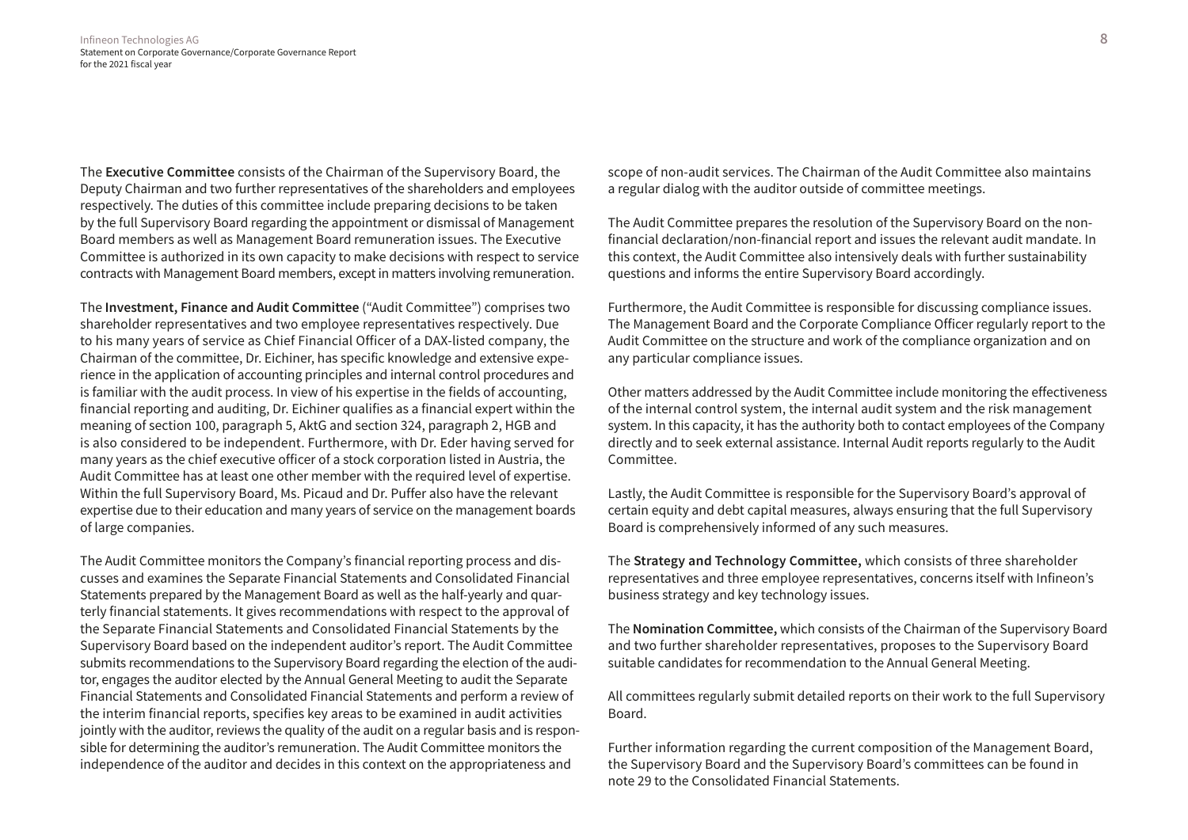The **Executive Committee** consists of the Chairman of the Supervisory Board, the Deputy Chairman and two further representatives of the shareholders and employees respectively. The duties of this committee include preparing decisions to be taken by the full Supervisory Board regarding the appointment or dismissal of Management Board members as well as Management Board remuneration issues. The Executive Committee is authorized in its own capacity to make decisions with respect to service contracts with Management Board members, except in matters involving remuneration.

The **Investment, Finance and Audit Committee** ("Audit Committee") comprises two shareholder representatives and two employee representatives respectively. Due to his many years of service as Chief Financial Officer of a DAX-listed company, the Chairman of the committee, Dr. Eichiner, has specific knowledge and extensive experience in the application of accounting principles and internal control procedures and is familiar with the audit process. In view of his expertise in the fields of accounting, financial reporting and auditing, Dr. Eichiner qualifies as a financial expert within the meaning of section 100, paragraph 5, AktG and section 324, paragraph 2, HGB and is also considered to be independent. Furthermore, with Dr. Eder having served for many years as the chief executive officer of a stock corporation listed in Austria, the Audit Committee has at least one other member with the required level of expertise. Within the full Supervisory Board, Ms. Picaud and Dr. Puffer also have the relevant expertise due to their education and many years of service on the management boards of large companies.

The Audit Committee monitors the Company's financial reporting process and discusses and examines the Separate Financial Statements and Consolidated Financial Statements prepared by the Management Board as well as the half-yearly and quarterly financial statements. It gives recommendations with respect to the approval of the Separate Financial Statements and Consolidated Financial Statements by the Supervisory Board based on the independent auditor's report. The Audit Committee submits recommendations to the Supervisory Board regarding the election of the auditor, engages the auditor elected by the Annual General Meeting to audit the Separate Financial Statements and Consolidated Financial Statements and perform a review of the interim financial reports, specifies key areas to be examined in audit activities jointly with the auditor, reviews the quality of the audit on a regular basis and is responsible for determining the auditor's remuneration. The Audit Committee monitors the independence of the auditor and decides in this context on the appropriateness and scope of non-audit services. The Chairman of the Audit Committee also maintains a regular dialog with the auditor outside of committee meetings.

The Audit Committee prepares the resolution of the Supervisory Board on the non-financial declaration/non-financial report and issues the relevant audit mandate. In this context, the Audit Committee also intensively deals with further sustainability questions and informs the entire Supervisory Board accordingly.

Furthermore, the Audit Committee is responsible for discussing compliance issues. The Management Board and the Corporate Compliance Officer regularly report to the Audit Committee on the structure and work of the compliance organization and on any particular compliance issues.

Other matters addressed by the Audit Committee include monitoring the effectiveness of the internal control system, the internal audit system and the risk management system. In this capacity, it has the authority both to contact employees of the Company directly and to seek external assistance. Internal Audit reports regularly to the Audit Committee.

Lastly, the Audit Committee is responsible for the Supervisory Board's approval of certain equity and debt capital measures, always ensuring that the full Supervisory Board is comprehensively informed of any such measures.

The **Strategy and Technology Committee,** which consists of three shareholder representatives and three employee representatives, concerns itself with Infineon's business strategy and key technology issues.

The **Nomination Committee,** which consists of the Chairman of the Supervisory Board and two further shareholder representatives, proposes to the Supervisory Board suitable candidates for recommendation to the Annual General Meeting.

All committees regularly submit detailed reports on their work to the full Supervisory Board.

Further information regarding the current composition of the Management Board, the Supervisory Board and the Supervisory Board's committees can be found in note 29 to the Consolidated Financial Statements.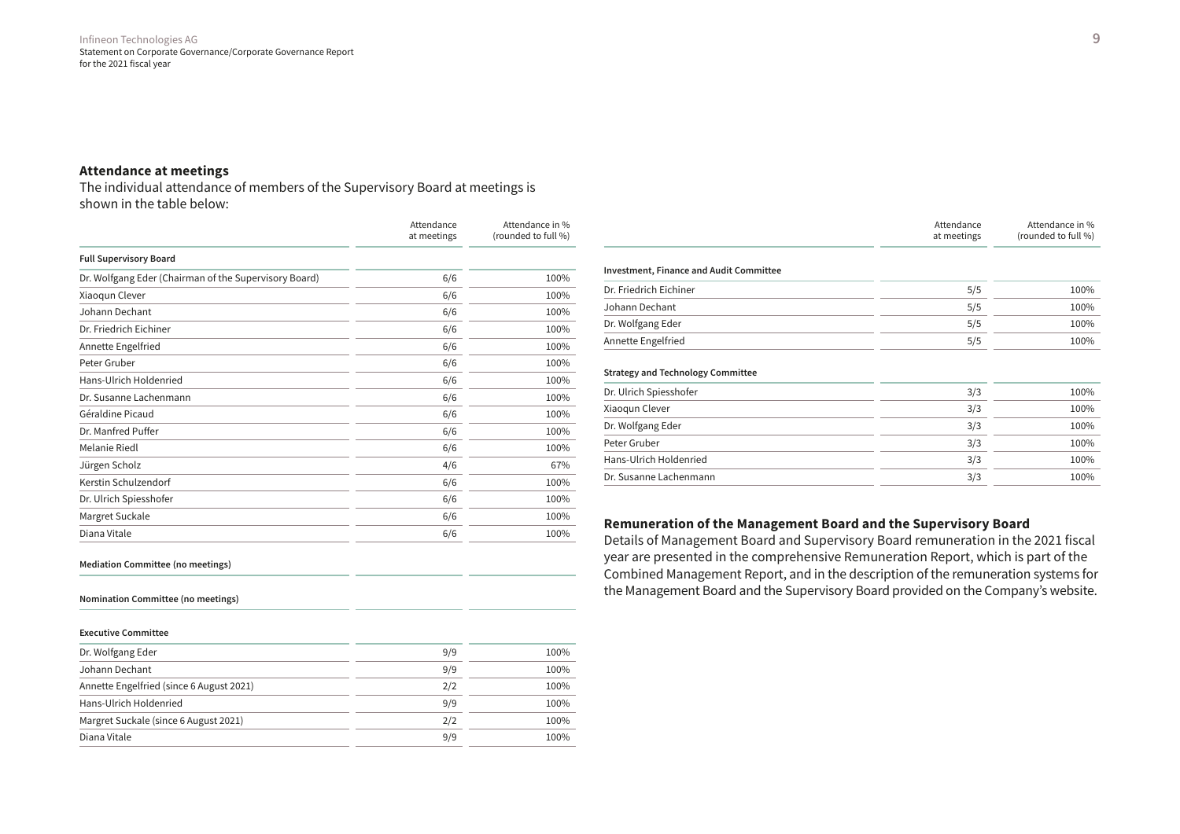## Attendance at meetings

The individual attendance of members of the Supervisory Board at meetings is shown in the table below:

| | Attendance at meetings | Attendance in % (rounded to full %) |
|---|---|---|
| **Full Supervisory Board** | | |
| Dr. Wolfgang Eder (Chairman of the Supervisory Board) | 6/6 | 100% |
| Xiaoqun Clever | 6/6 | 100% |
| Johann Dechant | 6/6 | 100% |
| Dr. Friedrich Eichiner | 6/6 | 100% |
| Annette Engelfried | 6/6 | 100% |
| Peter Gruber | 6/6 | 100% |
| Hans-Ulrich Holdenried | 6/6 | 100% |
| Dr. Susanne Lachenmann | 6/6 | 100% |
| Géraldine Picaud | 6/6 | 100% |
| Dr. Manfred Puffer | 6/6 | 100% |
| Melanie Riedl | 6/6 | 100% |
| Jürgen Scholz | 4/6 | 67% |
| Kerstin Schulzendorf | 6/6 | 100% |
| Dr. Ulrich Spiesshofer | 6/6 | 100% |
| Margret Suckale | 6/6 | 100% |
| Diana Vitale | 6/6 | 100% |
| **Mediation Committee (no meetings)** | | |
| **Nomination Committee (no meetings)** | | |
| **Executive Committee** | | |
| Dr. Wolfgang Eder | 9/9 | 100% |
| Johann Dechant | 9/9 | 100% |
| Annette Engelfried (since 6 August 2021) | 2/2 | 100% |
| Hans-Ulrich Holdenried | 9/9 | 100% |
| Margret Suckale (since 6 August 2021) | 2/2 | 100% |
| Diana Vitale | 9/9 | 100% |
| **Investment, Finance and Audit Committee** | | |
| Dr. Friedrich Eichiner | 5/5 | 100% |
| Johann Dechant | 5/5 | 100% |
| Dr. Wolfgang Eder | 5/5 | 100% |
| Annette Engelfried | 5/5 | 100% |
| **Strategy and Technology Committee** | | |
| Dr. Ulrich Spiesshofer | 3/3 | 100% |
| Xiaoqun Clever | 3/3 | 100% |
| Dr. Wolfgang Eder | 3/3 | 100% |
| Peter Gruber | 3/3 | 100% |
| Hans-Ulrich Holdenried | 3/3 | 100% |
| Dr. Susanne Lachenmann | 3/3 | 100% |

## Remuneration of the Management Board and the Supervisory Board

Details of Management Board and Supervisory Board remuneration in the 2021 fiscal year are presented in the comprehensive Remuneration Report, which is part of the Combined Management Report, and in the description of the remuneration systems for the Management Board and the Supervisory Board provided on the Company's website.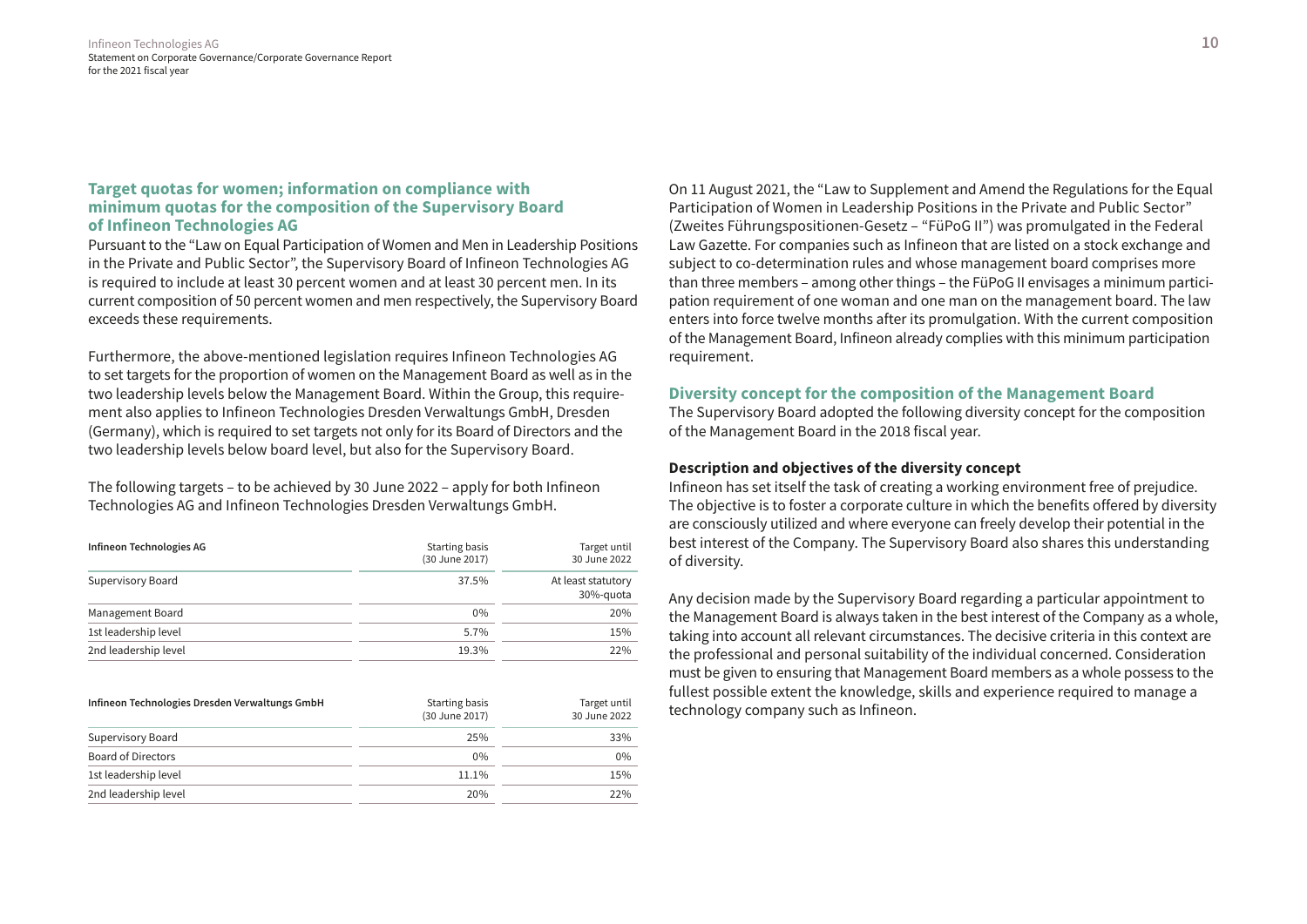## Target quotas for women; information on compliance with minimum quotas for the composition of the Supervisory Board of Infineon Technologies AG

Pursuant to the "Law on Equal Participation of Women and Men in Leadership Positions in the Private and Public Sector", the Supervisory Board of Infineon Technologies AG is required to include at least 30 percent women and at least 30 percent men. In its current composition of 50 percent women and men respectively, the Supervisory Board exceeds these requirements.

Furthermore, the above-mentioned legislation requires Infineon Technologies AG to set targets for the proportion of women on the Management Board as well as in the two leadership levels below the Management Board. Within the Group, this requirement also applies to Infineon Technologies Dresden Verwaltungs GmbH, Dresden (Germany), which is required to set targets not only for its Board of Directors and the two leadership levels below board level, but also for the Supervisory Board.

The following targets – to be achieved by 30 June 2022 – apply for both Infineon Technologies AG and Infineon Technologies Dresden Verwaltungs GmbH.

| Infineon Technologies AG | Starting basis (30 June 2017) | Target until 30 June 2022 |
|---|---|---|
| Supervisory Board | 37.5% | At least statutory 30%-quota |
| Management Board | 0% | 20% |
| 1st leadership level | 5.7% | 15% |
| 2nd leadership level | 19.3% | 22% |

| Infineon Technologies Dresden Verwaltungs GmbH | Starting basis (30 June 2017) | Target until 30 June 2022 |
|---|---|---|
| Supervisory Board | 25% | 33% |
| Board of Directors | 0% | 0% |
| 1st leadership level | 11.1% | 15% |
| 2nd leadership level | 20% | 22% |

On 11 August 2021, the "Law to Supplement and Amend the Regulations for the Equal Participation of Women in Leadership Positions in the Private and Public Sector" (Zweites Führungspositionen-Gesetz – "FüPoG II") was promulgated in the Federal Law Gazette. For companies such as Infineon that are listed on a stock exchange and subject to co-determination rules and whose management board comprises more than three members – among other things – the FüPoG II envisages a minimum participation requirement of one woman and one man on the management board. The law enters into force twelve months after its promulgation. With the current composition of the Management Board, Infineon already complies with this minimum participation requirement.

## Diversity concept for the composition of the Management Board

The Supervisory Board adopted the following diversity concept for the composition of the Management Board in the 2018 fiscal year.

### Description and objectives of the diversity concept

Infineon has set itself the task of creating a working environment free of prejudice. The objective is to foster a corporate culture in which the benefits offered by diversity are consciously utilized and where everyone can freely develop their potential in the best interest of the Company. The Supervisory Board also shares this understanding of diversity.

Any decision made by the Supervisory Board regarding a particular appointment to the Management Board is always taken in the best interest of the Company as a whole, taking into account all relevant circumstances. The decisive criteria in this context are the professional and personal suitability of the individual concerned. Consideration must be given to ensuring that Management Board members as a whole possess to the fullest possible extent the knowledge, skills and experience required to manage a technology company such as Infineon.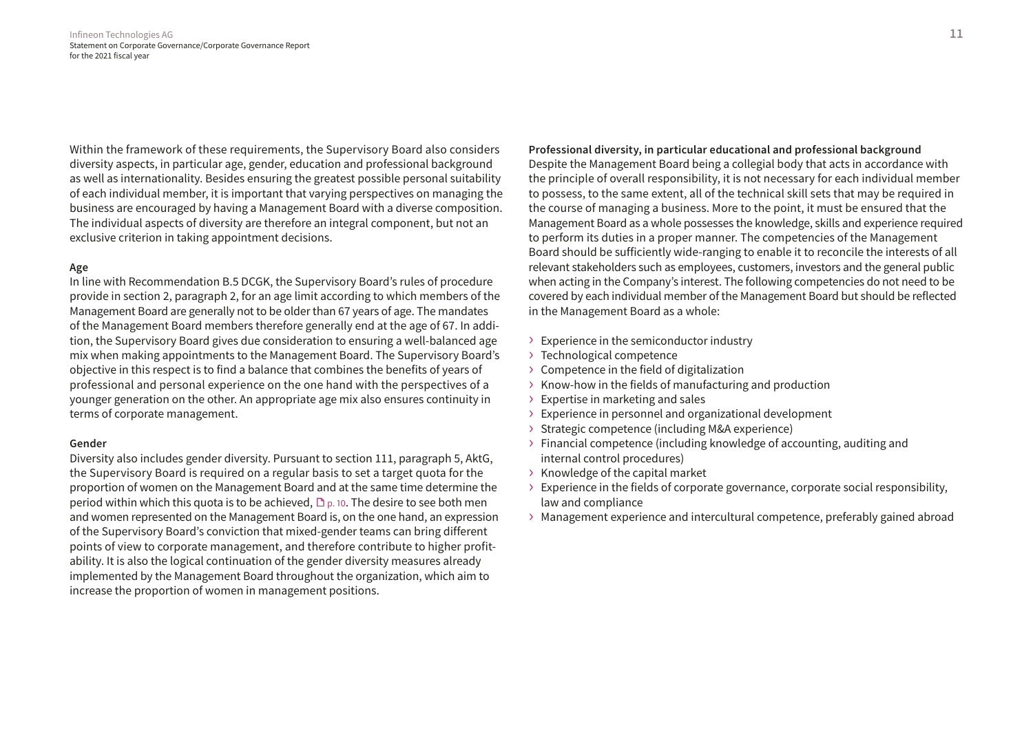Within the framework of these requirements, the Supervisory Board also considers diversity aspects, in particular age, gender, education and professional background as well as internationality. Besides ensuring the greatest possible personal suitability of each individual member, it is important that varying perspectives on managing the business are encouraged by having a Management Board with a diverse composition. The individual aspects of diversity are therefore an integral component, but not an exclusive criterion in taking appointment decisions.

**Age**

In line with Recommendation B.5 DCGK, the Supervisory Board's rules of procedure provide in section 2, paragraph 2, for an age limit according to which members of the Management Board are generally not to be older than 67 years of age. The mandates of the Management Board members therefore generally end at the age of 67. In addition, the Supervisory Board gives due consideration to ensuring a well-balanced age mix when making appointments to the Management Board. The Supervisory Board's objective in this respect is to find a balance that combines the benefits of years of professional and personal experience on the one hand with the perspectives of a younger generation on the other. An appropriate age mix also ensures continuity in terms of corporate management.

**Gender**

Diversity also includes gender diversity. Pursuant to section 111, paragraph 5, AktG, the Supervisory Board is required on a regular basis to set a target quota for the proportion of women on the Management Board and at the same time determine the period within which this quota is to be achieved, p. 10. The desire to see both men and women represented on the Management Board is, on the one hand, an expression of the Supervisory Board's conviction that mixed-gender teams can bring different points of view to corporate management, and therefore contribute to higher profitability. It is also the logical continuation of the gender diversity measures already implemented by the Management Board throughout the organization, which aim to increase the proportion of women in management positions.

**Professional diversity, in particular educational and professional background**

Despite the Management Board being a collegial body that acts in accordance with the principle of overall responsibility, it is not necessary for each individual member to possess, to the same extent, all of the technical skill sets that may be required in the course of managing a business. More to the point, it must be ensured that the Management Board as a whole possesses the knowledge, skills and experience required to perform its duties in a proper manner. The competencies of the Management Board should be sufficiently wide-ranging to enable it to reconcile the interests of all relevant stakeholders such as employees, customers, investors and the general public when acting in the Company's interest. The following competencies do not need to be covered by each individual member of the Management Board but should be reflected in the Management Board as a whole:

- Experience in the semiconductor industry
- Technological competence
- Competence in the field of digitalization
- Know-how in the fields of manufacturing and production
- Expertise in marketing and sales
- Experience in personnel and organizational development
- Strategic competence (including M&A experience)
- Financial competence (including knowledge of accounting, auditing and internal control procedures)
- Knowledge of the capital market
- Experience in the fields of corporate governance, corporate social responsibility, law and compliance
- Management experience and intercultural competence, preferably gained abroad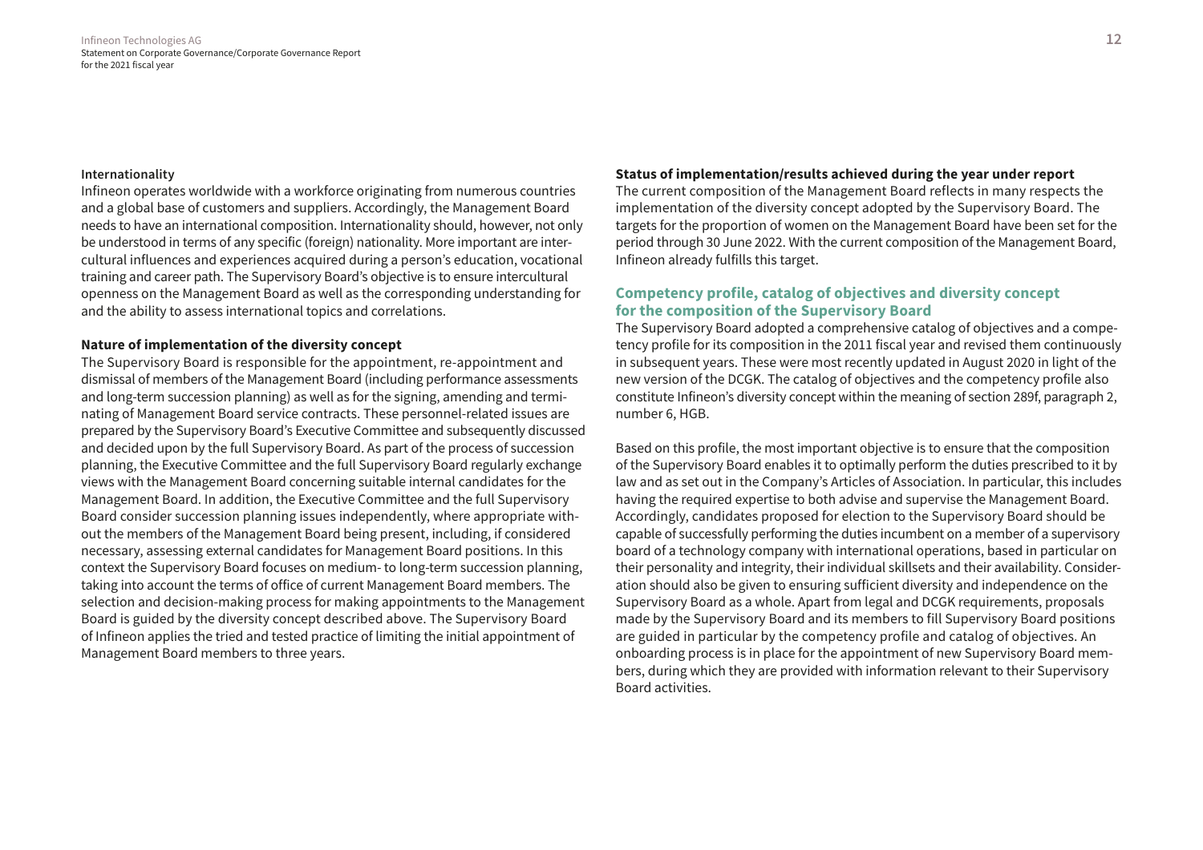**Internationality**

Infineon operates worldwide with a workforce originating from numerous countries and a global base of customers and suppliers. Accordingly, the Management Board needs to have an international composition. Internationality should, however, not only be understood in terms of any specific (foreign) nationality. More important are intercultural influences and experiences acquired during a person's education, vocational training and career path. The Supervisory Board's objective is to ensure intercultural openness on the Management Board as well as the corresponding understanding for and the ability to assess international topics and correlations.

**Nature of implementation of the diversity concept**

The Supervisory Board is responsible for the appointment, re-appointment and dismissal of members of the Management Board (including performance assessments and long-term succession planning) as well as for the signing, amending and terminating of Management Board service contracts. These personnel-related issues are prepared by the Supervisory Board's Executive Committee and subsequently discussed and decided upon by the full Supervisory Board. As part of the process of succession planning, the Executive Committee and the full Supervisory Board regularly exchange views with the Management Board concerning suitable internal candidates for the Management Board. In addition, the Executive Committee and the full Supervisory Board consider succession planning issues independently, where appropriate without the members of the Management Board being present, including, if considered necessary, assessing external candidates for Management Board positions. In this context the Supervisory Board focuses on medium- to long-term succession planning, taking into account the terms of office of current Management Board members. The selection and decision-making process for making appointments to the Management Board is guided by the diversity concept described above. The Supervisory Board of Infineon applies the tried and tested practice of limiting the initial appointment of Management Board members to three years.

**Status of implementation/results achieved during the year under report**

The current composition of the Management Board reflects in many respects the implementation of the diversity concept adopted by the Supervisory Board. The targets for the proportion of women on the Management Board have been set for the period through 30 June 2022. With the current composition of the Management Board, Infineon already fulfills this target.

## Competency profile, catalog of objectives and diversity concept for the composition of the Supervisory Board

The Supervisory Board adopted a comprehensive catalog of objectives and a competency profile for its composition in the 2011 fiscal year and revised them continuously in subsequent years. These were most recently updated in August 2020 in light of the new version of the DCGK. The catalog of objectives and the competency profile also constitute Infineon's diversity concept within the meaning of section 289f, paragraph 2, number 6, HGB.

Based on this profile, the most important objective is to ensure that the composition of the Supervisory Board enables it to optimally perform the duties prescribed to it by law and as set out in the Company's Articles of Association. In particular, this includes having the required expertise to both advise and supervise the Management Board. Accordingly, candidates proposed for election to the Supervisory Board should be capable of successfully performing the duties incumbent on a member of a supervisory board of a technology company with international operations, based in particular on their personality and integrity, their individual skillsets and their availability. Consideration should also be given to ensuring sufficient diversity and independence on the Supervisory Board as a whole. Apart from legal and DCGK requirements, proposals made by the Supervisory Board and its members to fill Supervisory Board positions are guided in particular by the competency profile and catalog of objectives. An onboarding process is in place for the appointment of new Supervisory Board members, during which they are provided with information relevant to their Supervisory Board activities.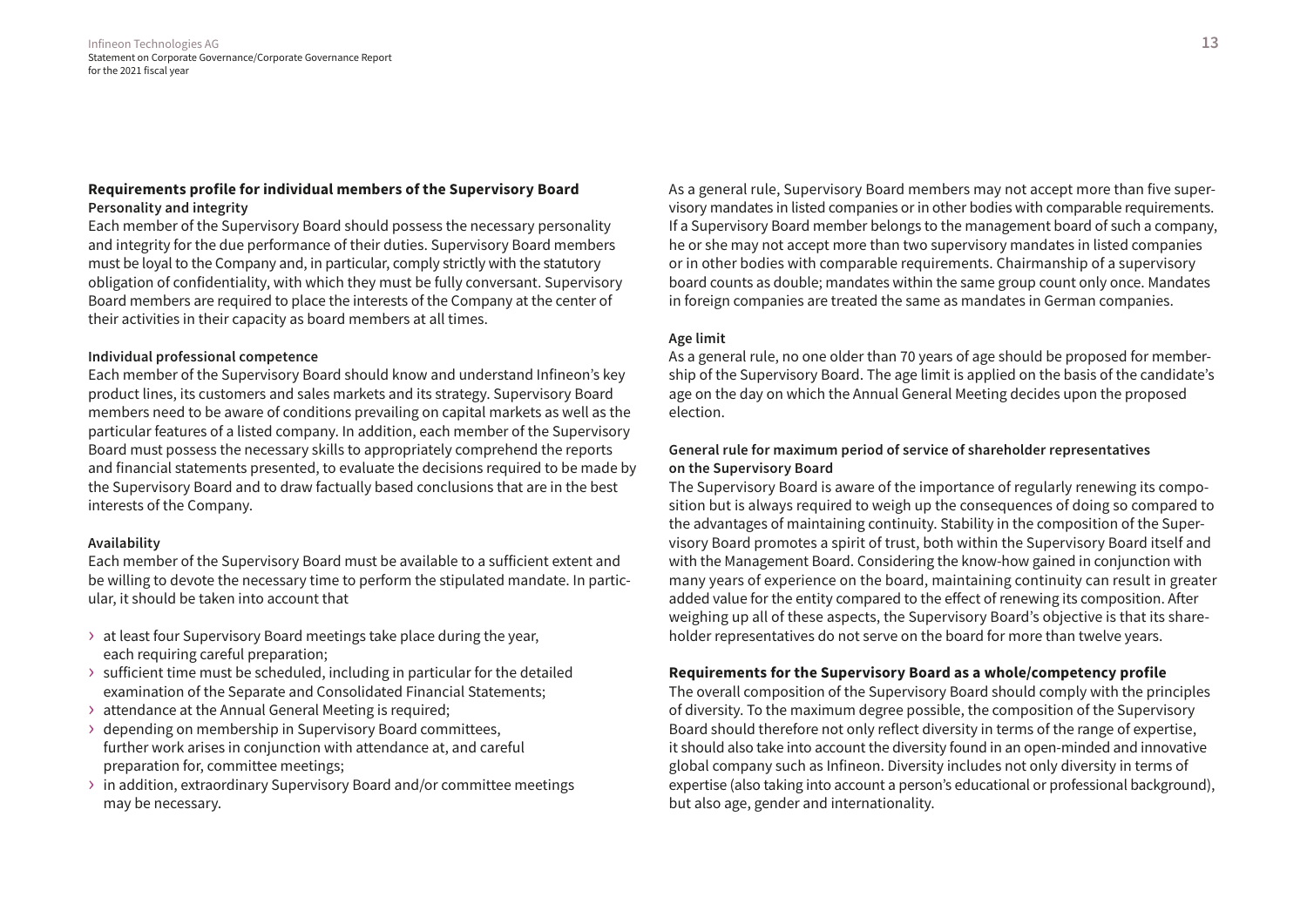## Requirements profile for individual members of the Supervisory Board

### Personality and integrity

Each member of the Supervisory Board should possess the necessary personality and integrity for the due performance of their duties. Supervisory Board members must be loyal to the Company and, in particular, comply strictly with the statutory obligation of confidentiality, with which they must be fully conversant. Supervisory Board members are required to place the interests of the Company at the center of their activities in their capacity as board members at all times.

### Individual professional competence

Each member of the Supervisory Board should know and understand Infineon's key product lines, its customers and sales markets and its strategy. Supervisory Board members need to be aware of conditions prevailing on capital markets as well as the particular features of a listed company. In addition, each member of the Supervisory Board must possess the necessary skills to appropriately comprehend the reports and financial statements presented, to evaluate the decisions required to be made by the Supervisory Board and to draw factually based conclusions that are in the best interests of the Company.

### Availability

Each member of the Supervisory Board must be available to a sufficient extent and be willing to devote the necessary time to perform the stipulated mandate. In particular, it should be taken into account that

- at least four Supervisory Board meetings take place during the year, each requiring careful preparation;
- sufficient time must be scheduled, including in particular for the detailed examination of the Separate and Consolidated Financial Statements;
- attendance at the Annual General Meeting is required;
- depending on membership in Supervisory Board committees, further work arises in conjunction with attendance at, and careful preparation for, committee meetings;
- in addition, extraordinary Supervisory Board and/or committee meetings may be necessary.

As a general rule, Supervisory Board members may not accept more than five supervisory mandates in listed companies or in other bodies with comparable requirements. If a Supervisory Board member belongs to the management board of such a company, he or she may not accept more than two supervisory mandates in listed companies or in other bodies with comparable requirements. Chairmanship of a supervisory board counts as double; mandates within the same group count only once. Mandates in foreign companies are treated the same as mandates in German companies.

### Age limit

As a general rule, no one older than 70 years of age should be proposed for membership of the Supervisory Board. The age limit is applied on the basis of the candidate's age on the day on which the Annual General Meeting decides upon the proposed election.

### General rule for maximum period of service of shareholder representatives on the Supervisory Board

The Supervisory Board is aware of the importance of regularly renewing its composition but is always required to weigh up the consequences of doing so compared to the advantages of maintaining continuity. Stability in the composition of the Supervisory Board promotes a spirit of trust, both within the Supervisory Board itself and with the Management Board. Considering the know-how gained in conjunction with many years of experience on the board, maintaining continuity can result in greater added value for the entity compared to the effect of renewing its composition. After weighing up all of these aspects, the Supervisory Board's objective is that its shareholder representatives do not serve on the board for more than twelve years.

## Requirements for the Supervisory Board as a whole/competency profile

The overall composition of the Supervisory Board should comply with the principles of diversity. To the maximum degree possible, the composition of the Supervisory Board should therefore not only reflect diversity in terms of the range of expertise, it should also take into account the diversity found in an open-minded and innovative global company such as Infineon. Diversity includes not only diversity in terms of expertise (also taking into account a person's educational or professional background), but also age, gender and internationality.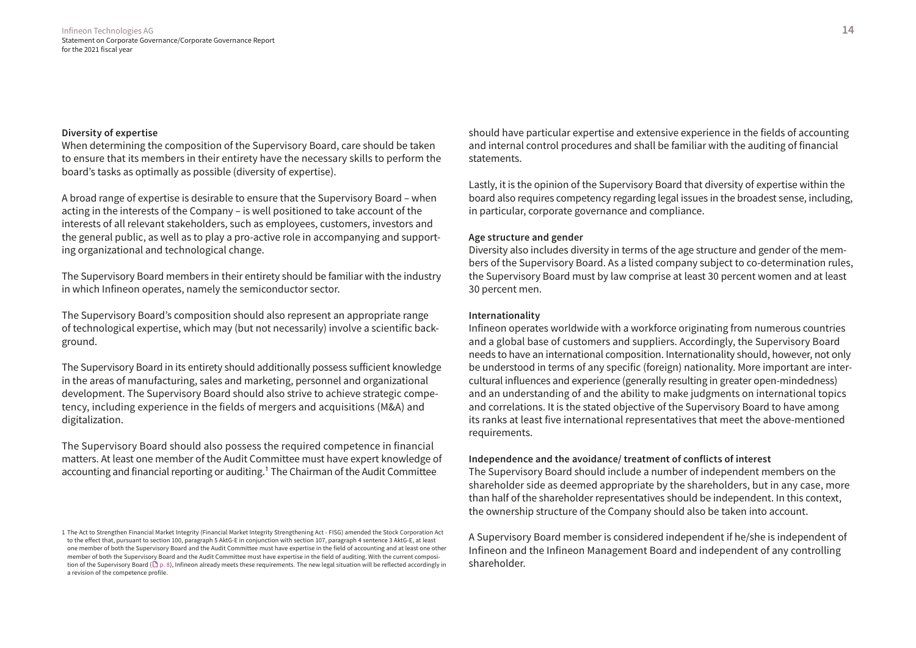### Diversity of expertise

When determining the composition of the Supervisory Board, care should be taken to ensure that its members in their entirety have the necessary skills to perform the board's tasks as optimally as possible (diversity of expertise).

A broad range of expertise is desirable to ensure that the Supervisory Board – when acting in the interests of the Company – is well positioned to take account of the interests of all relevant stakeholders, such as employees, customers, investors and the general public, as well as to play a pro-active role in accompanying and supporting organizational and technological change.

The Supervisory Board members in their entirety should be familiar with the industry in which Infineon operates, namely the semiconductor sector.

The Supervisory Board's composition should also represent an appropriate range of technological expertise, which may (but not necessarily) involve a scientific background.

The Supervisory Board in its entirety should additionally possess sufficient knowledge in the areas of manufacturing, sales and marketing, personnel and organizational development. The Supervisory Board should also strive to achieve strategic competency, including experience in the fields of mergers and acquisitions (M&A) and digitalization.

The Supervisory Board should also possess the required competence in financial matters. At least one member of the Audit Committee must have expert knowledge of accounting and financial reporting or auditing.[1] The Chairman of the Audit Committee should have particular expertise and extensive experience in the fields of accounting and internal control procedures and shall be familiar with the auditing of financial statements.

Lastly, it is the opinion of the Supervisory Board that diversity of expertise within the board also requires competency regarding legal issues in the broadest sense, including, in particular, corporate governance and compliance.

### Age structure and gender

Diversity also includes diversity in terms of the age structure and gender of the members of the Supervisory Board. As a listed company subject to co-determination rules, the Supervisory Board must by law comprise at least 30 percent women and at least 30 percent men.

### Internationality

Infineon operates worldwide with a workforce originating from numerous countries and a global base of customers and suppliers. Accordingly, the Supervisory Board needs to have an international composition. Internationality should, however, not only be understood in terms of any specific (foreign) nationality. More important are intercultural influences and experience (generally resulting in greater open-mindedness) and an understanding of and the ability to make judgments on international topics and correlations. It is the stated objective of the Supervisory Board to have among its ranks at least five international representatives that meet the above-mentioned requirements.

### Independence and the avoidance/ treatment of conflicts of interest

The Supervisory Board should include a number of independent members on the shareholder side as deemed appropriate by the shareholders, but in any case, more than half of the shareholder representatives should be independent. In this context, the ownership structure of the Company should also be taken into account.

A Supervisory Board member is considered independent if he/she is independent of Infineon and the Infineon Management Board and independent of any controlling shareholder.

---

1 The Act to Strengthen Financial Market Integrity (Financial Market Integrity Strengthening Act - FISG) amended the Stock Corporation Act to the effect that, pursuant to section 100, paragraph 5 AktG-E in conjunction with section 107, paragraph 4 sentence 3 AktG-E, at least one member of both the Supervisory Board and the Audit Committee must have expertise in the field of accounting and at least one other member of both the Supervisory Board and the Audit Committee must have expertise in the field of auditing. With the current composition of the Supervisory Board (p. 8), Infineon already meets these requirements. The new legal situation will be reflected accordingly in a revision of the competence profile.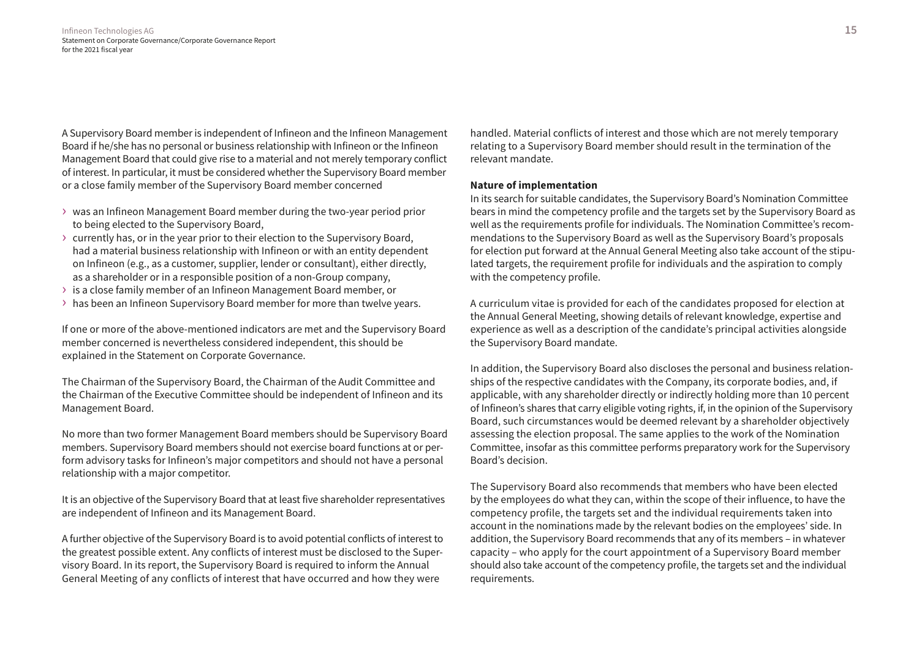A Supervisory Board member is independent of Infineon and the Infineon Management Board if he/she has no personal or business relationship with Infineon or the Infineon Management Board that could give rise to a material and not merely temporary conflict of interest. In particular, it must be considered whether the Supervisory Board member or a close family member of the Supervisory Board member concerned

- was an Infineon Management Board member during the two-year period prior to being elected to the Supervisory Board,
- currently has, or in the year prior to their election to the Supervisory Board, had a material business relationship with Infineon or with an entity dependent on Infineon (e.g., as a customer, supplier, lender or consultant), either directly, as a shareholder or in a responsible position of a non-Group company,
- is a close family member of an Infineon Management Board member, or
- has been an Infineon Supervisory Board member for more than twelve years.

If one or more of the above-mentioned indicators are met and the Supervisory Board member concerned is nevertheless considered independent, this should be explained in the Statement on Corporate Governance.

The Chairman of the Supervisory Board, the Chairman of the Audit Committee and the Chairman of the Executive Committee should be independent of Infineon and its Management Board.

No more than two former Management Board members should be Supervisory Board members. Supervisory Board members should not exercise board functions at or perform advisory tasks for Infineon's major competitors and should not have a personal relationship with a major competitor.

It is an objective of the Supervisory Board that at least five shareholder representatives are independent of Infineon and its Management Board.

A further objective of the Supervisory Board is to avoid potential conflicts of interest to the greatest possible extent. Any conflicts of interest must be disclosed to the Supervisory Board. In its report, the Supervisory Board is required to inform the Annual General Meeting of any conflicts of interest that have occurred and how they were handled. Material conflicts of interest and those which are not merely temporary relating to a Supervisory Board member should result in the termination of the relevant mandate.

**Nature of implementation**

In its search for suitable candidates, the Supervisory Board's Nomination Committee bears in mind the competency profile and the targets set by the Supervisory Board as well as the requirements profile for individuals. The Nomination Committee's recommendations to the Supervisory Board as well as the Supervisory Board's proposals for election put forward at the Annual General Meeting also take account of the stipulated targets, the requirement profile for individuals and the aspiration to comply with the competency profile.

A curriculum vitae is provided for each of the candidates proposed for election at the Annual General Meeting, showing details of relevant knowledge, expertise and experience as well as a description of the candidate's principal activities alongside the Supervisory Board mandate.

In addition, the Supervisory Board also discloses the personal and business relationships of the respective candidates with the Company, its corporate bodies, and, if applicable, with any shareholder directly or indirectly holding more than 10 percent of Infineon's shares that carry eligible voting rights, if, in the opinion of the Supervisory Board, such circumstances would be deemed relevant by a shareholder objectively assessing the election proposal. The same applies to the work of the Nomination Committee, insofar as this committee performs preparatory work for the Supervisory Board's decision.

The Supervisory Board also recommends that members who have been elected by the employees do what they can, within the scope of their influence, to have the competency profile, the targets set and the individual requirements taken into account in the nominations made by the relevant bodies on the employees' side. In addition, the Supervisory Board recommends that any of its members – in whatever capacity – who apply for the court appointment of a Supervisory Board member should also take account of the competency profile, the targets set and the individual requirements.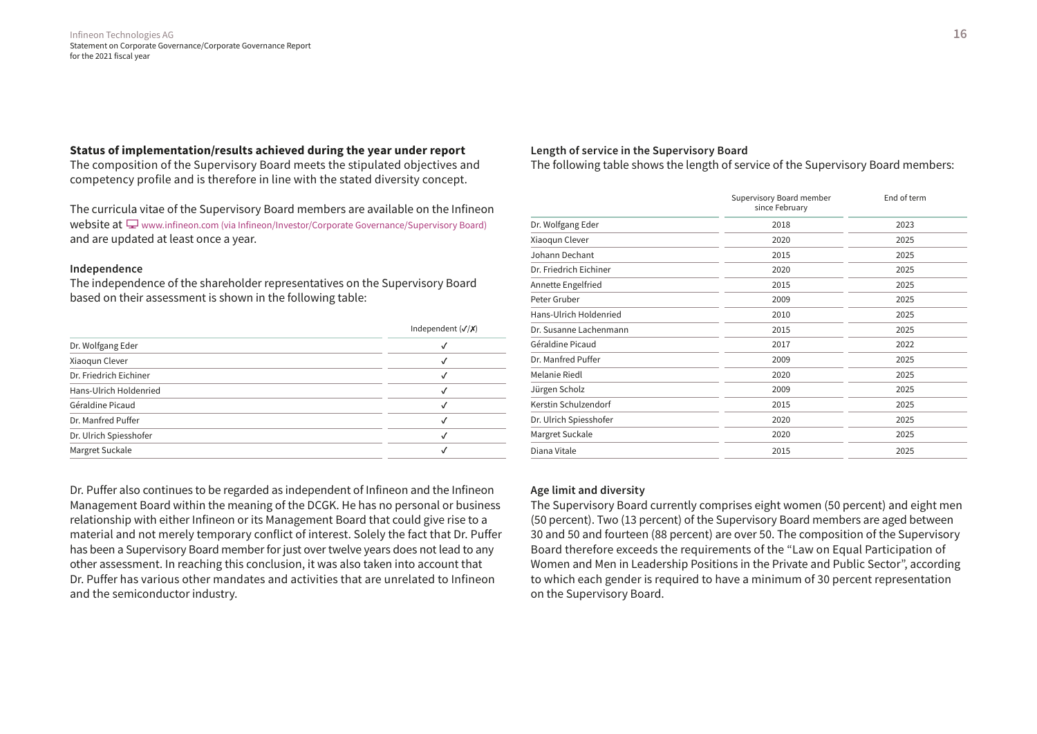### Status of implementation/results achieved during the year under report

The composition of the Supervisory Board meets the stipulated objectives and competency profile and is therefore in line with the stated diversity concept.

The curricula vitae of the Supervisory Board members are available on the Infineon website at www.infineon.com (via Infineon/Investor/Corporate Governance/Supervisory Board) and are updated at least once a year.

### Independence

The independence of the shareholder representatives on the Supervisory Board based on their assessment is shown in the following table:

| | Independent (✓/✗) |
|---|---|
| Dr. Wolfgang Eder | ✓ |
| Xiaoqun Clever | ✓ |
| Dr. Friedrich Eichiner | ✓ |
| Hans-Ulrich Holdenried | ✓ |
| Géraldine Picaud | ✓ |
| Dr. Manfred Puffer | ✓ |
| Dr. Ulrich Spiesshofer | ✓ |
| Margret Suckale | ✓ |

Dr. Puffer also continues to be regarded as independent of Infineon and the Infineon Management Board within the meaning of the DCGK. He has no personal or business relationship with either Infineon or its Management Board that could give rise to a material and not merely temporary conflict of interest. Solely the fact that Dr. Puffer has been a Supervisory Board member for just over twelve years does not lead to any other assessment. In reaching this conclusion, it was also taken into account that Dr. Puffer has various other mandates and activities that are unrelated to Infineon and the semiconductor industry.

### Length of service in the Supervisory Board

The following table shows the length of service of the Supervisory Board members:

| | Supervisory Board member since February | End of term |
|---|---|---|
| Dr. Wolfgang Eder | 2018 | 2023 |
| Xiaoqun Clever | 2020 | 2025 |
| Johann Dechant | 2015 | 2025 |
| Dr. Friedrich Eichiner | 2020 | 2025 |
| Annette Engelfried | 2015 | 2025 |
| Peter Gruber | 2009 | 2025 |
| Hans-Ulrich Holdenried | 2010 | 2025 |
| Dr. Susanne Lachenmann | 2015 | 2025 |
| Géraldine Picaud | 2017 | 2022 |
| Dr. Manfred Puffer | 2009 | 2025 |
| Melanie Riedl | 2020 | 2025 |
| Jürgen Scholz | 2009 | 2025 |
| Kerstin Schulzendorf | 2015 | 2025 |
| Dr. Ulrich Spiesshofer | 2020 | 2025 |
| Margret Suckale | 2020 | 2025 |
| Diana Vitale | 2015 | 2025 |

### Age limit and diversity

The Supervisory Board currently comprises eight women (50 percent) and eight men (50 percent). Two (13 percent) of the Supervisory Board members are aged between 30 and 50 and fourteen (88 percent) are over 50. The composition of the Supervisory Board therefore exceeds the requirements of the "Law on Equal Participation of Women and Men in Leadership Positions in the Private and Public Sector", according to which each gender is required to have a minimum of 30 percent representation on the Supervisory Board.